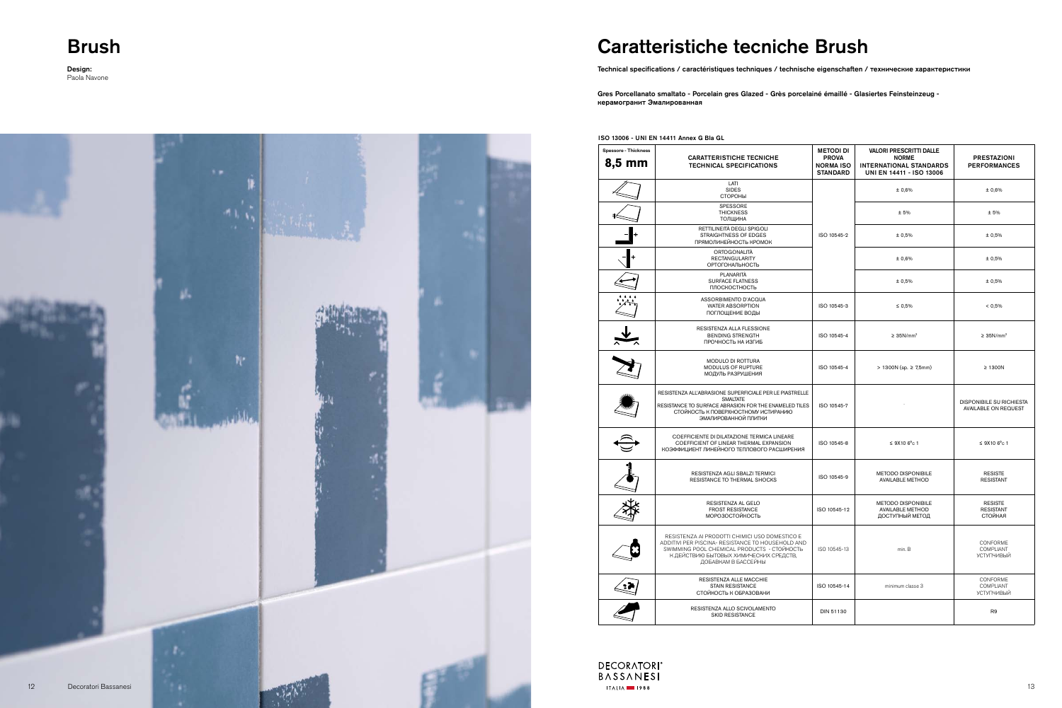# Brush

**Design:**
Paola Navone

# Caratteristiche tecniche Brush

**Technical specifications / caractéristiques techniques / technische eigenschaften / технические характеристики**

**Gres Porcellanato smaltato - Porcelain gres Glazed - Grès porcelainé émaillé - Glasiertes Feinsteinzeug - керамогранит Эмалированная**

**ISO 13006 - UNI EN 14411 Annex G Bla GL**

| Spessore - Thickness **8,5 mm** | CARATTERISTICHE TECNICHE TECHNICAL SPECIFICATIONS | METODI DI PROVA NORMA ISO STANDARD | VALORI PRESCRITTI DALLE NORME INTERNATIONAL STANDARDS UNI EN 14411 - ISO 13006 | PRESTAZIONI PERFORMANCES |
|---|---|---|---|---|
| | LATI SIDES СТОРОНЫ | ISO 10545-2 | ± 0,6% | ± 0,6% |
| | SPESSORE THICKNESS ТОЛЩИНА | | ± 5% | ± 5% |
| | RETTILINEITÀ DEGLI SPIGOLI STRAIGHTNESS OF EDGES ПРЯМОЛИНЕЙНОСТЬ КРОМОК | | ± 0,5% | ± 0,5% |
| | ORTOGONALITÀ RECTANGULARITY ОРТОГОНАЛЬНОСТЬ | | ± 0,6% | ± 0,5% |
| | PLANARITÀ SURFACE FLATNESS ПЛОСКОСТНОСТЬ | | ± 0,5% | ± 0,5% |
| | ASSORBIMENTO D'ACQUA WATER ABSORPTION ПОГЛОЩЕНИЕ ВОДЫ | ISO 10545-3 | ≤ 0,5% | < 0,5% |
| | RESISTENZA ALLA FLESSIONE BENDING STRENGTH ПРОЧНОСТЬ НА ИЗГИБ | ISO 10545-4 | ≥ 35N/mm² | ≥ 35N/mm² |
| | MODULO DI ROTTURA MODULUS OF RUPTURE МОДУЛЬ РАЗРУШЕНИЯ | ISO 10545-4 | > 1300N (sp. ≥ 7,5mm) | ≥ 1300N |
| | RESISTENZA ALL'ABRASIONE SUPERFICIALE PER LE PIASTRELLE SMALTATE RESISTANCE TO SURFACE ABRASION FOR THE ENAMELED TILES СТОЙКОСТЬ К ПОВЕРХНОСТНОМУ ИСТИРАНИЮ ЭМАЛИРОВАННОЙ ПЛИТКИ | ISO 10545-7 | - | DISPONIBILE SU RICHIESTA AVAILABLE ON REQUEST |
| | COEFFICIENTE DI DILATAZIONE TERMICA LINEARE COEFFICIENT OF LINEAR THERMAL EXPANSION КОЭФФИЦИЕНТ ЛИНЕЙНОГО ТЕПЛОВОГО РАСШИРЕНИЯ | ISO 10545-8 | ≤ 9X10 6°c 1 | ≤ 9X10 6°c 1 |
| | RESISTENZA AGLI SBALZI TERMICI RESISTANCE TO THERMAL SHOCKS | ISO 10545-9 | METODO DISPONIBILE AVAILABLE METHOD | RESISTE RESISTANT |
| | RESISTENZA AL GELO FROST RESISTANCE МОРОЗОСТОЙКОСТЬ | ISO 10545-12 | METODO DISPONIBILE AVAILABLE METHOD ДОСТУПНЫЙ МЕТОД | RESISTE RESISTANT СТОЙКАЯ |
| | RESISTENZA AI PRODOTTI CHIMICI USO DOMESTICO E ADDITIVI PER PISCINA- RESISTANCE TO HOUSEHOLD AND SWIMMING POOL CHEMICAL PRODUCTS - СТОЙКОСТЬ К ДЕЙСТВИЮ БЫТОВЫХ ХИМИЧЕСКИХ СРЕДСТВ, ДОБАВКАМ В БАССЕЙНЫ | ISO 10545-13 | min. B | CONFORME COMPLIANT УСТУПЧИВЫЙ |
| | RESISTENZA ALLE MACCHIE STAIN RESISTANCE СТОЙКОСТЬ К ОБРАЗОВАНИ | ISO 10545-14 | minimum classe 3 | CONFORME COMPLIANT УСТУПЧИВЫЙ |
| | RESISTENZA ALLO SCIVOLAMENTO SKID RESISTANCE | DIN 51130 | | R9 |

DECORATORI BASSANESI ITALIA 1988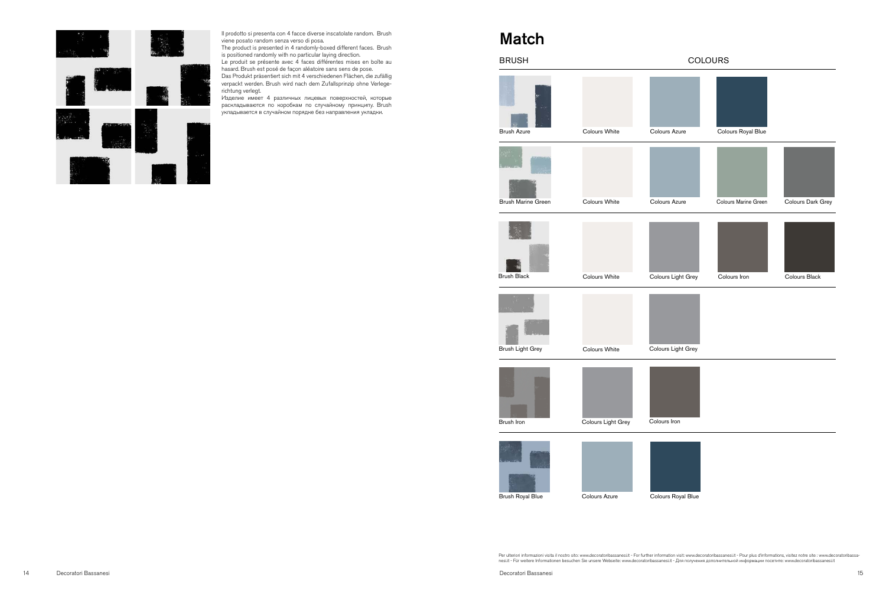Il prodotto si presenta con 4 facce diverse inscatolate random. Brush viene posato random senza verso di posa.
The product is presented in 4 randomly-boxed different faces. Brush is positioned randomly with no particular laying direction.
Le produit se présente avec 4 faces différentes mises en boîte au hasard. Brush est posé de façon aléatoire sans sens de pose.
Das Produkt präsentiert sich mit 4 verschiedenen Flächen, die zufällig verpackt werden. Brush wird nach dem Zufallsprinzip ohne Verlegerichtung verlegt.
Изделие имеет 4 различных лицевых поверхностей, которые раскладываются по коробкам по случайному принципу. Brush укладывается в случайном порядке без направления укладки.

# Match

| BRUSH | COLOURS | | | |
|---|---|---|---|---|
| Brush Azure | Colours White | Colours Azure | Colours Royal Blue | |
| Brush Marine Green | Colours White | Colours Azure | Colours Marine Green | Colours Dark Grey |
| Brush Black | Colours White | Colours Light Grey | Colours Iron | Colours Black |
| Brush Light Grey | Colours White | Colours Light Grey | | |
| Brush Iron | Colours Light Grey | Colours Iron | | |
| Brush Royal Blue | Colours Azure | Colours Royal Blue | | |

Per ulteriori informazioni visita il nostro sito: www.decoratoribassanesi.it - For further information visit: www.decoratoribassanesi.it - Pour plus d'informations, visitez notre site : www.decoratoribassanesi.it - Für weitere Informationen besuchen Sie unsere Webseite: www.decoratoribassanesi.it - Для получения дополнительной информации посетите: www.decoratoribassanesi.it